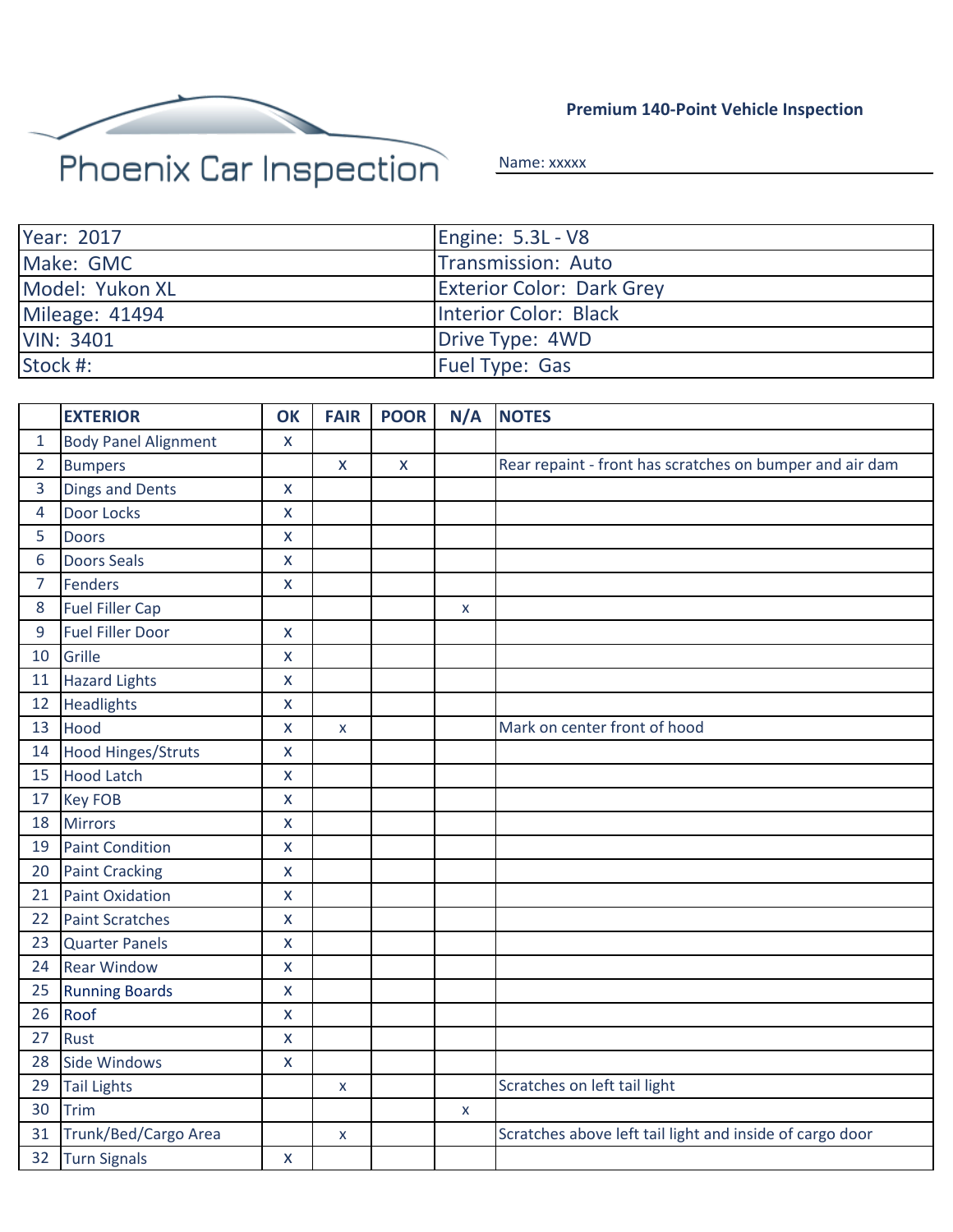Phoenix Car Inspection

**Premium 140-Point Vehicle Inspection**

Name: xxxxx

| | |
|---|---|
| Year: 2017 | Engine: 5.3L - V8 |
| Make: GMC | Transmission: Auto |
| Model: Yukon XL | Exterior Color: Dark Grey |
| Mileage: 41494 | Interior Color: Black |
| VIN: 3401 | Drive Type: 4WD |
| Stock #: | Fuel Type: Gas |

| | EXTERIOR | OK | FAIR | POOR | N/A | NOTES |
|---|---|---|---|---|---|---|
| 1 | Body Panel Alignment | X | | | | |
| 2 | Bumpers | | X | X | | Rear repaint - front has scratches on bumper and air dam |
| 3 | Dings and Dents | X | | | | |
| 4 | Door Locks | X | | | | |
| 5 | Doors | X | | | | |
| 6 | Doors Seals | X | | | | |
| 7 | Fenders | X | | | | |
| 8 | Fuel Filler Cap | | | | x | |
| 9 | Fuel Filler Door | X | | | | |
| 10 | Grille | X | | | | |
| 11 | Hazard Lights | X | | | | |
| 12 | Headlights | X | | | | |
| 13 | Hood | X | x | | | Mark on center front of hood |
| 14 | Hood Hinges/Struts | X | | | | |
| 15 | Hood Latch | X | | | | |
| 17 | Key FOB | X | | | | |
| 18 | Mirrors | X | | | | |
| 19 | Paint Condition | X | | | | |
| 20 | Paint Cracking | X | | | | |
| 21 | Paint Oxidation | X | | | | |
| 22 | Paint Scratches | X | | | | |
| 23 | Quarter Panels | X | | | | |
| 24 | Rear Window | X | | | | |
| 25 | Running Boards | X | | | | |
| 26 | Roof | X | | | | |
| 27 | Rust | X | | | | |
| 28 | Side Windows | X | | | | |
| 29 | Tail Lights | | x | | | Scratches on left tail light |
| 30 | Trim | | | | x | |
| 31 | Trunk/Bed/Cargo Area | | x | | | Scratches above left tail light and inside of cargo door |
| 32 | Turn Signals | X | | | | |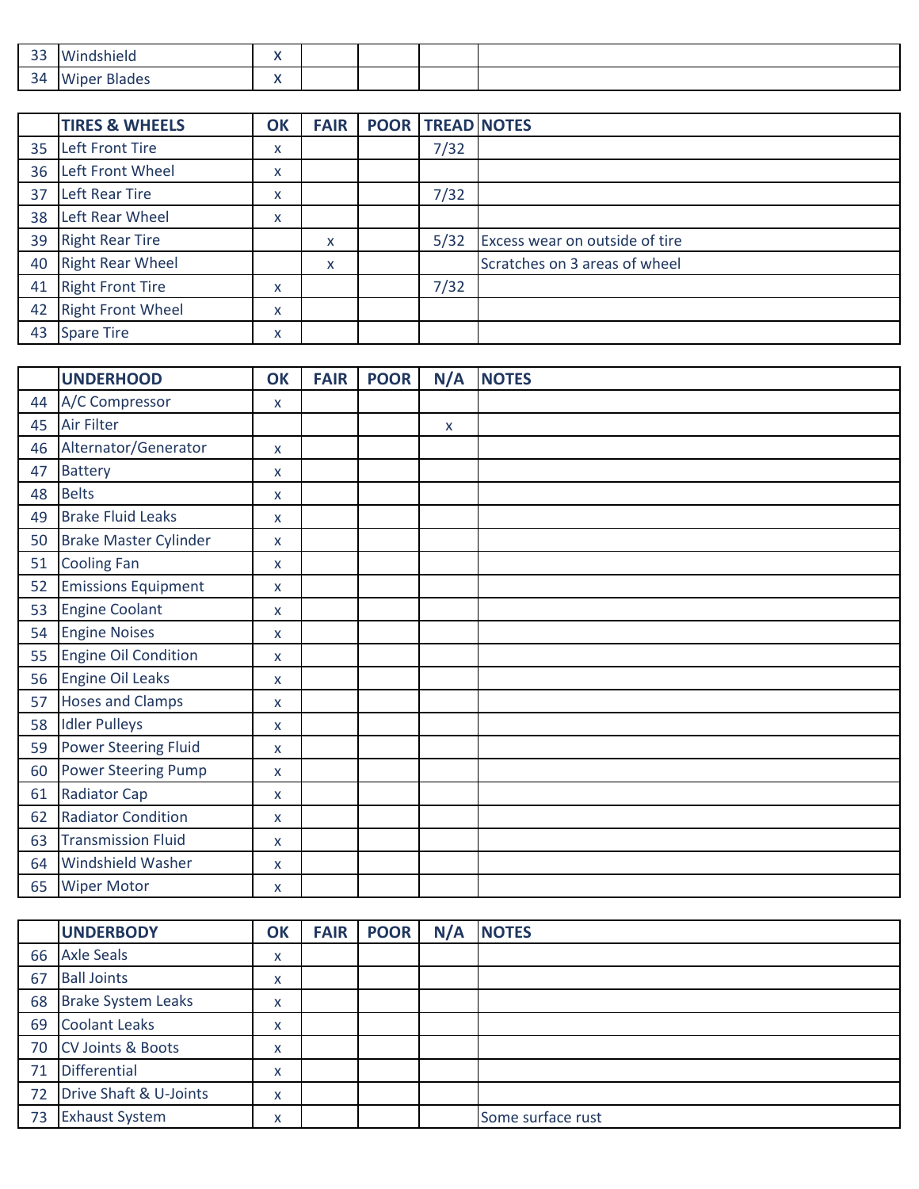| | | | | | | |
|---|---|---|---|---|---|---|
| 33 | Windshield | X | | | | |
| 34 | Wiper Blades | X | | | | |

| | TIRES & WHEELS | OK | FAIR | POOR | TREAD | NOTES |
|---|---|---|---|---|---|---|
| 35 | Left Front Tire | x | | | 7/32 | |
| 36 | Left Front Wheel | x | | | | |
| 37 | Left Rear Tire | x | | | 7/32 | |
| 38 | Left Rear Wheel | x | | | | |
| 39 | Right Rear Tire | | x | | 5/32 | Excess wear on outside of tire |
| 40 | Right Rear Wheel | | x | | | Scratches on 3 areas of wheel |
| 41 | Right Front Tire | x | | | 7/32 | |
| 42 | Right Front Wheel | x | | | | |
| 43 | Spare Tire | x | | | | |

| | UNDERHOOD | OK | FAIR | POOR | N/A | NOTES |
|---|---|---|---|---|---|---|
| 44 | A/C Compressor | x | | | | |
| 45 | Air Filter | | | | x | |
| 46 | Alternator/Generator | x | | | | |
| 47 | Battery | x | | | | |
| 48 | Belts | x | | | | |
| 49 | Brake Fluid Leaks | x | | | | |
| 50 | Brake Master Cylinder | x | | | | |
| 51 | Cooling Fan | x | | | | |
| 52 | Emissions Equipment | x | | | | |
| 53 | Engine Coolant | x | | | | |
| 54 | Engine Noises | x | | | | |
| 55 | Engine Oil Condition | x | | | | |
| 56 | Engine Oil Leaks | x | | | | |
| 57 | Hoses and Clamps | x | | | | |
| 58 | Idler Pulleys | x | | | | |
| 59 | Power Steering Fluid | x | | | | |
| 60 | Power Steering Pump | x | | | | |
| 61 | Radiator Cap | x | | | | |
| 62 | Radiator Condition | x | | | | |
| 63 | Transmission Fluid | x | | | | |
| 64 | Windshield Washer | x | | | | |
| 65 | Wiper Motor | x | | | | |

| | UNDERBODY | OK | FAIR | POOR | N/A | NOTES |
|---|---|---|---|---|---|---|
| 66 | Axle Seals | x | | | | |
| 67 | Ball Joints | x | | | | |
| 68 | Brake System Leaks | x | | | | |
| 69 | Coolant Leaks | x | | | | |
| 70 | CV Joints & Boots | x | | | | |
| 71 | Differential | x | | | | |
| 72 | Drive Shaft & U-Joints | x | | | | |
| 73 | Exhaust System | x | | | | Some surface rust |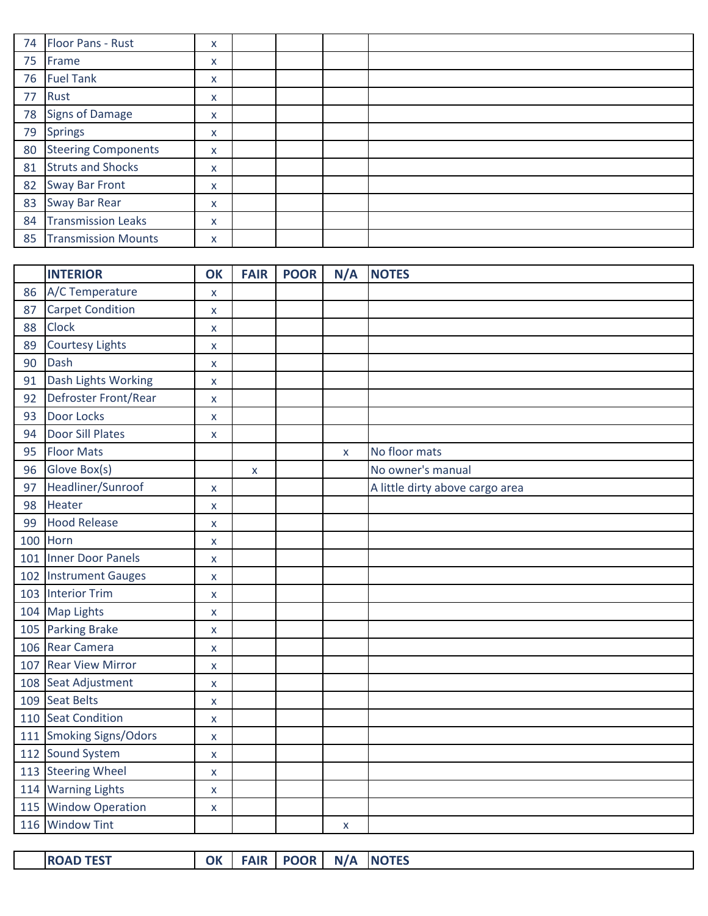| | | | | | | |
|---|---|---|---|---|---|---|
| 74 | Floor Pans - Rust | x | | | | |
| 75 | Frame | x | | | | |
| 76 | Fuel Tank | x | | | | |
| 77 | Rust | x | | | | |
| 78 | Signs of Damage | x | | | | |
| 79 | Springs | x | | | | |
| 80 | Steering Components | x | | | | |
| 81 | Struts and Shocks | x | | | | |
| 82 | Sway Bar Front | x | | | | |
| 83 | Sway Bar Rear | x | | | | |
| 84 | Transmission Leaks | x | | | | |
| 85 | Transmission Mounts | x | | | | |

| | **INTERIOR** | **OK** | **FAIR** | **POOR** | **N/A** | **NOTES** |
|---|---|---|---|---|---|---|
| 86 | A/C Temperature | x | | | | |
| 87 | Carpet Condition | x | | | | |
| 88 | Clock | x | | | | |
| 89 | Courtesy Lights | x | | | | |
| 90 | Dash | x | | | | |
| 91 | Dash Lights Working | x | | | | |
| 92 | Defroster Front/Rear | x | | | | |
| 93 | Door Locks | x | | | | |
| 94 | Door Sill Plates | x | | | | |
| 95 | Floor Mats | | | | x | No floor mats |
| 96 | Glove Box(s) | | x | | | No owner's manual |
| 97 | Headliner/Sunroof | x | | | | A little dirty above cargo area |
| 98 | Heater | x | | | | |
| 99 | Hood Release | x | | | | |
| 100 | Horn | x | | | | |
| 101 | Inner Door Panels | x | | | | |
| 102 | Instrument Gauges | x | | | | |
| 103 | Interior Trim | x | | | | |
| 104 | Map Lights | x | | | | |
| 105 | Parking Brake | x | | | | |
| 106 | Rear Camera | x | | | | |
| 107 | Rear View Mirror | x | | | | |
| 108 | Seat Adjustment | x | | | | |
| 109 | Seat Belts | x | | | | |
| 110 | Seat Condition | x | | | | |
| 111 | Smoking Signs/Odors | x | | | | |
| 112 | Sound System | x | | | | |
| 113 | Steering Wheel | x | | | | |
| 114 | Warning Lights | x | | | | |
| 115 | Window Operation | x | | | | |
| 116 | Window Tint | | | | x | |

| | **ROAD TEST** | **OK** | **FAIR** | **POOR** | **N/A** | **NOTES** |
|---|---|---|---|---|---|---|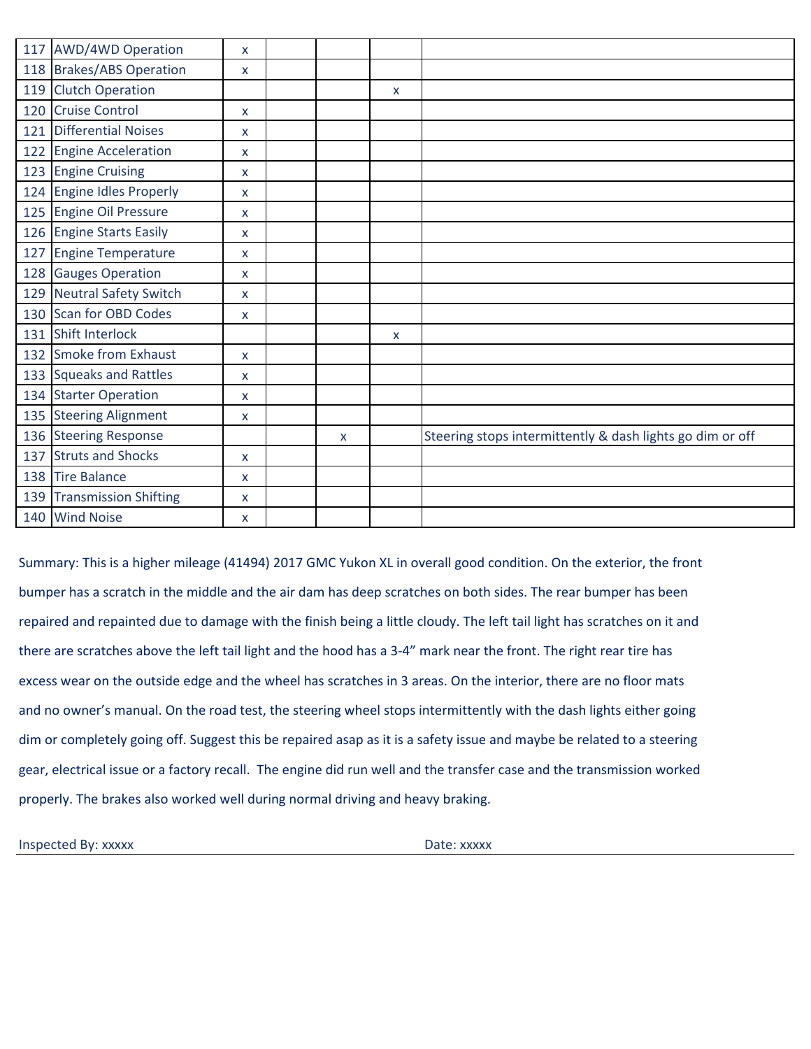| | | | | | | |
|---|---|---|---|---|---|---|
| 117 | AWD/4WD Operation | x | | | | |
| 118 | Brakes/ABS Operation | x | | | | |
| 119 | Clutch Operation | | | | x | |
| 120 | Cruise Control | x | | | | |
| 121 | Differential Noises | x | | | | |
| 122 | Engine Acceleration | x | | | | |
| 123 | Engine Cruising | x | | | | |
| 124 | Engine Idles Properly | x | | | | |
| 125 | Engine Oil Pressure | x | | | | |
| 126 | Engine Starts Easily | x | | | | |
| 127 | Engine Temperature | x | | | | |
| 128 | Gauges Operation | x | | | | |
| 129 | Neutral Safety Switch | x | | | | |
| 130 | Scan for OBD Codes | x | | | | |
| 131 | Shift Interlock | | | | x | |
| 132 | Smoke from Exhaust | x | | | | |
| 133 | Squeaks and Rattles | x | | | | |
| 134 | Starter Operation | x | | | | |
| 135 | Steering Alignment | x | | | | |
| 136 | Steering Response | | | x | | Steering stops intermittently & dash lights go dim or off |
| 137 | Struts and Shocks | x | | | | |
| 138 | Tire Balance | x | | | | |
| 139 | Transmission Shifting | x | | | | |
| 140 | Wind Noise | x | | | | |

Summary: This is a higher mileage (41494) 2017 GMC Yukon XL in overall good condition. On the exterior, the front bumper has a scratch in the middle and the air dam has deep scratches on both sides. The rear bumper has been repaired and repainted due to damage with the finish being a little cloudy. The left tail light has scratches on it and there are scratches above the left tail light and the hood has a 3-4" mark near the front. The right rear tire has excess wear on the outside edge and the wheel has scratches in 3 areas. On the interior, there are no floor mats and no owner's manual. On the road test, the steering wheel stops intermittently with the dash lights either going dim or completely going off. Suggest this be repaired asap as it is a safety issue and maybe be related to a steering gear, electrical issue or a factory recall. The engine did run well and the transfer case and the transmission worked properly. The brakes also worked well during normal driving and heavy braking.

Inspected By: xxxxx Date: xxxxx